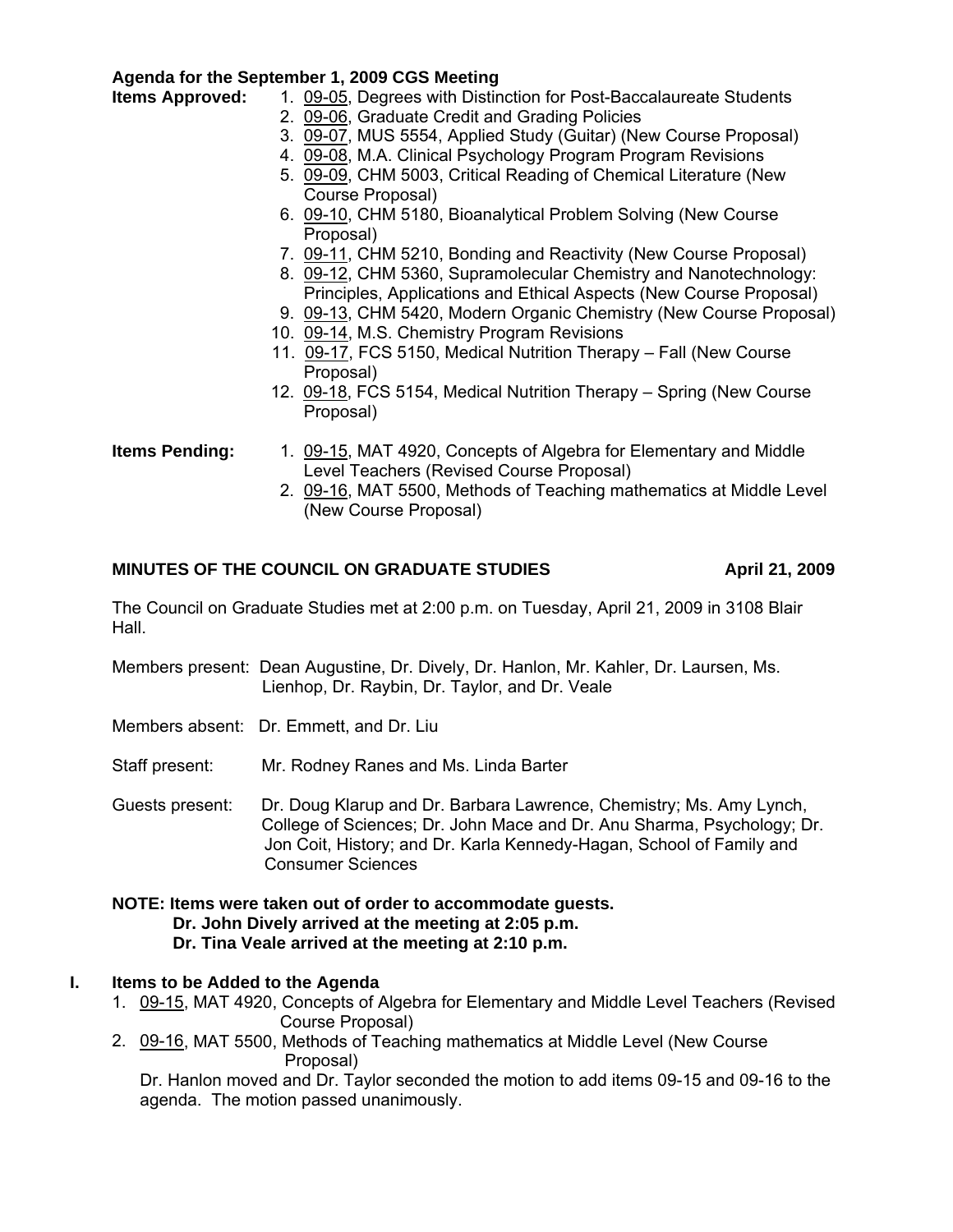**Agenda for the September 1, 2009 CGS Meeting**

**Items Approved:**

1. 09-05, Degrees with Distinction for Post-Baccalaureate Students
2. 09-06, Graduate Credit and Grading Policies
3. 09-07, MUS 5554, Applied Study (Guitar) (New Course Proposal)
4. 09-08, M.A. Clinical Psychology Program Program Revisions
5. 09-09, CHM 5003, Critical Reading of Chemical Literature (New Course Proposal)
6. 09-10, CHM 5180, Bioanalytical Problem Solving (New Course Proposal)
7. 09-11, CHM 5210, Bonding and Reactivity (New Course Proposal)
8. 09-12, CHM 5360, Supramolecular Chemistry and Nanotechnology: Principles, Applications and Ethical Aspects (New Course Proposal)
9. 09-13, CHM 5420, Modern Organic Chemistry (New Course Proposal)
10. 09-14, M.S. Chemistry Program Revisions
11. 09-17, FCS 5150, Medical Nutrition Therapy – Fall (New Course Proposal)
12. 09-18, FCS 5154, Medical Nutrition Therapy – Spring (New Course Proposal)

**Items Pending:**

1. 09-15, MAT 4920, Concepts of Algebra for Elementary and Middle Level Teachers (Revised Course Proposal)
2. 09-16, MAT 5500, Methods of Teaching mathematics at Middle Level (New Course Proposal)

## MINUTES OF THE COUNCIL ON GRADUATE STUDIES — April 21, 2009

The Council on Graduate Studies met at 2:00 p.m. on Tuesday, April 21, 2009 in 3108 Blair Hall.

Members present: Dean Augustine, Dr. Dively, Dr. Hanlon, Mr. Kahler, Dr. Laursen, Ms. Lienhop, Dr. Raybin, Dr. Taylor, and Dr. Veale

Members absent: Dr. Emmett, and Dr. Liu

Staff present: Mr. Rodney Ranes and Ms. Linda Barter

Guests present: Dr. Doug Klarup and Dr. Barbara Lawrence, Chemistry; Ms. Amy Lynch, College of Sciences; Dr. John Mace and Dr. Anu Sharma, Psychology; Dr. Jon Coit, History; and Dr. Karla Kennedy-Hagan, School of Family and Consumer Sciences

**NOTE: Items were taken out of order to accommodate guests.**
**Dr. John Dively arrived at the meeting at 2:05 p.m.**
**Dr. Tina Veale arrived at the meeting at 2:10 p.m.**

### I. Items to be Added to the Agenda

1. 09-15, MAT 4920, Concepts of Algebra for Elementary and Middle Level Teachers (Revised Course Proposal)
2. 09-16, MAT 5500, Methods of Teaching mathematics at Middle Level (New Course Proposal)

   Dr. Hanlon moved and Dr. Taylor seconded the motion to add items 09-15 and 09-16 to the agenda. The motion passed unanimously.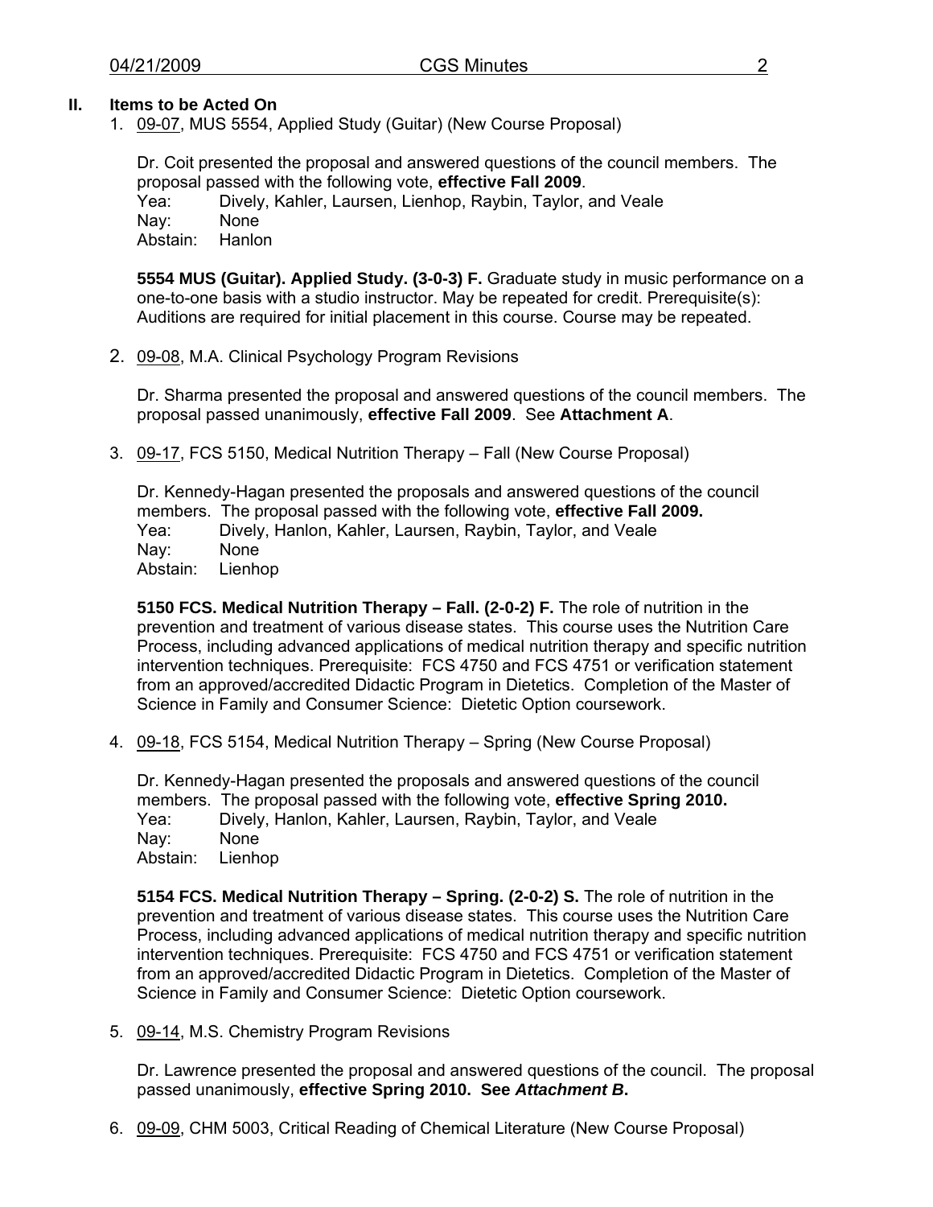## II. Items to be Acted On

1. 09-07, MUS 5554, Applied Study (Guitar) (New Course Proposal)

   Dr. Coit presented the proposal and answered questions of the council members. The proposal passed with the following vote, **effective Fall 2009**.
   Yea: Dively, Kahler, Laursen, Lienhop, Raybin, Taylor, and Veale
   Nay: None
   Abstain: Hanlon

   **5554 MUS (Guitar). Applied Study. (3-0-3) F.** Graduate study in music performance on a one-to-one basis with a studio instructor. May be repeated for credit. Prerequisite(s): Auditions are required for initial placement in this course. Course may be repeated.

2. 09-08, M.A. Clinical Psychology Program Revisions

   Dr. Sharma presented the proposal and answered questions of the council members. The proposal passed unanimously, **effective Fall 2009**. See **Attachment A**.

3. 09-17, FCS 5150, Medical Nutrition Therapy – Fall (New Course Proposal)

   Dr. Kennedy-Hagan presented the proposals and answered questions of the council members. The proposal passed with the following vote, **effective Fall 2009.**
   Yea: Dively, Hanlon, Kahler, Laursen, Raybin, Taylor, and Veale
   Nay: None
   Abstain: Lienhop

   **5150 FCS. Medical Nutrition Therapy – Fall. (2-0-2) F.** The role of nutrition in the prevention and treatment of various disease states. This course uses the Nutrition Care Process, including advanced applications of medical nutrition therapy and specific nutrition intervention techniques. Prerequisite: FCS 4750 and FCS 4751 or verification statement from an approved/accredited Didactic Program in Dietetics. Completion of the Master of Science in Family and Consumer Science: Dietetic Option coursework.

4. 09-18, FCS 5154, Medical Nutrition Therapy – Spring (New Course Proposal)

   Dr. Kennedy-Hagan presented the proposals and answered questions of the council members. The proposal passed with the following vote, **effective Spring 2010.**
   Yea: Dively, Hanlon, Kahler, Laursen, Raybin, Taylor, and Veale
   Nay: None
   Abstain: Lienhop

   **5154 FCS. Medical Nutrition Therapy – Spring. (2-0-2) S.** The role of nutrition in the prevention and treatment of various disease states. This course uses the Nutrition Care Process, including advanced applications of medical nutrition therapy and specific nutrition intervention techniques. Prerequisite: FCS 4750 and FCS 4751 or verification statement from an approved/accredited Didactic Program in Dietetics. Completion of the Master of Science in Family and Consumer Science: Dietetic Option coursework.

5. 09-14, M.S. Chemistry Program Revisions

   Dr. Lawrence presented the proposal and answered questions of the council. The proposal passed unanimously, **effective Spring 2010. See *Attachment B*.**

6. 09-09, CHM 5003, Critical Reading of Chemical Literature (New Course Proposal)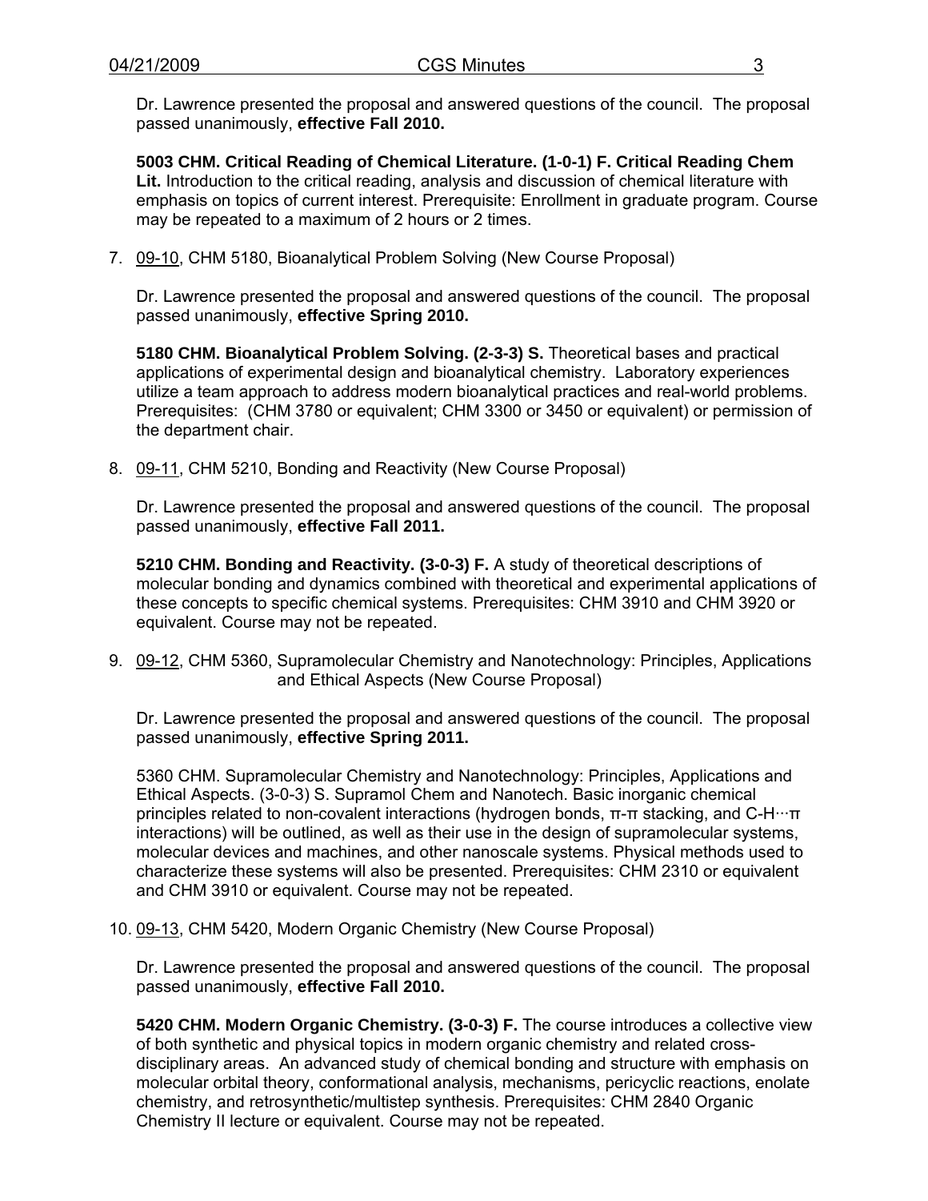Dr. Lawrence presented the proposal and answered questions of the council. The proposal passed unanimously, **effective Fall 2010.**

**5003 CHM. Critical Reading of Chemical Literature. (1-0-1) F. Critical Reading Chem Lit.** Introduction to the critical reading, analysis and discussion of chemical literature with emphasis on topics of current interest. Prerequisite: Enrollment in graduate program. Course may be repeated to a maximum of 2 hours or 2 times.

7. 09-10, CHM 5180, Bioanalytical Problem Solving (New Course Proposal)

   Dr. Lawrence presented the proposal and answered questions of the council. The proposal passed unanimously, **effective Spring 2010.**

   **5180 CHM. Bioanalytical Problem Solving. (2-3-3) S.** Theoretical bases and practical applications of experimental design and bioanalytical chemistry. Laboratory experiences utilize a team approach to address modern bioanalytical practices and real-world problems. Prerequisites: (CHM 3780 or equivalent; CHM 3300 or 3450 or equivalent) or permission of the department chair.

8. 09-11, CHM 5210, Bonding and Reactivity (New Course Proposal)

   Dr. Lawrence presented the proposal and answered questions of the council. The proposal passed unanimously, **effective Fall 2011.**

   **5210 CHM. Bonding and Reactivity. (3-0-3) F.** A study of theoretical descriptions of molecular bonding and dynamics combined with theoretical and experimental applications of these concepts to specific chemical systems. Prerequisites: CHM 3910 and CHM 3920 or equivalent. Course may not be repeated.

9. 09-12, CHM 5360, Supramolecular Chemistry and Nanotechnology: Principles, Applications and Ethical Aspects (New Course Proposal)

   Dr. Lawrence presented the proposal and answered questions of the council. The proposal passed unanimously, **effective Spring 2011.**

   5360 CHM. Supramolecular Chemistry and Nanotechnology: Principles, Applications and Ethical Aspects. (3-0-3) S. Supramol Chem and Nanotech. Basic inorganic chemical principles related to non-covalent interactions (hydrogen bonds, π-π stacking, and C-H···π interactions) will be outlined, as well as their use in the design of supramolecular systems, molecular devices and machines, and other nanoscale systems. Physical methods used to characterize these systems will also be presented. Prerequisites: CHM 2310 or equivalent and CHM 3910 or equivalent. Course may not be repeated.

10. 09-13, CHM 5420, Modern Organic Chemistry (New Course Proposal)

    Dr. Lawrence presented the proposal and answered questions of the council. The proposal passed unanimously, **effective Fall 2010.**

    **5420 CHM. Modern Organic Chemistry. (3-0-3) F.** The course introduces a collective view of both synthetic and physical topics in modern organic chemistry and related cross-disciplinary areas. An advanced study of chemical bonding and structure with emphasis on molecular orbital theory, conformational analysis, mechanisms, pericyclic reactions, enolate chemistry, and retrosynthetic/multistep synthesis. Prerequisites: CHM 2840 Organic Chemistry II lecture or equivalent. Course may not be repeated.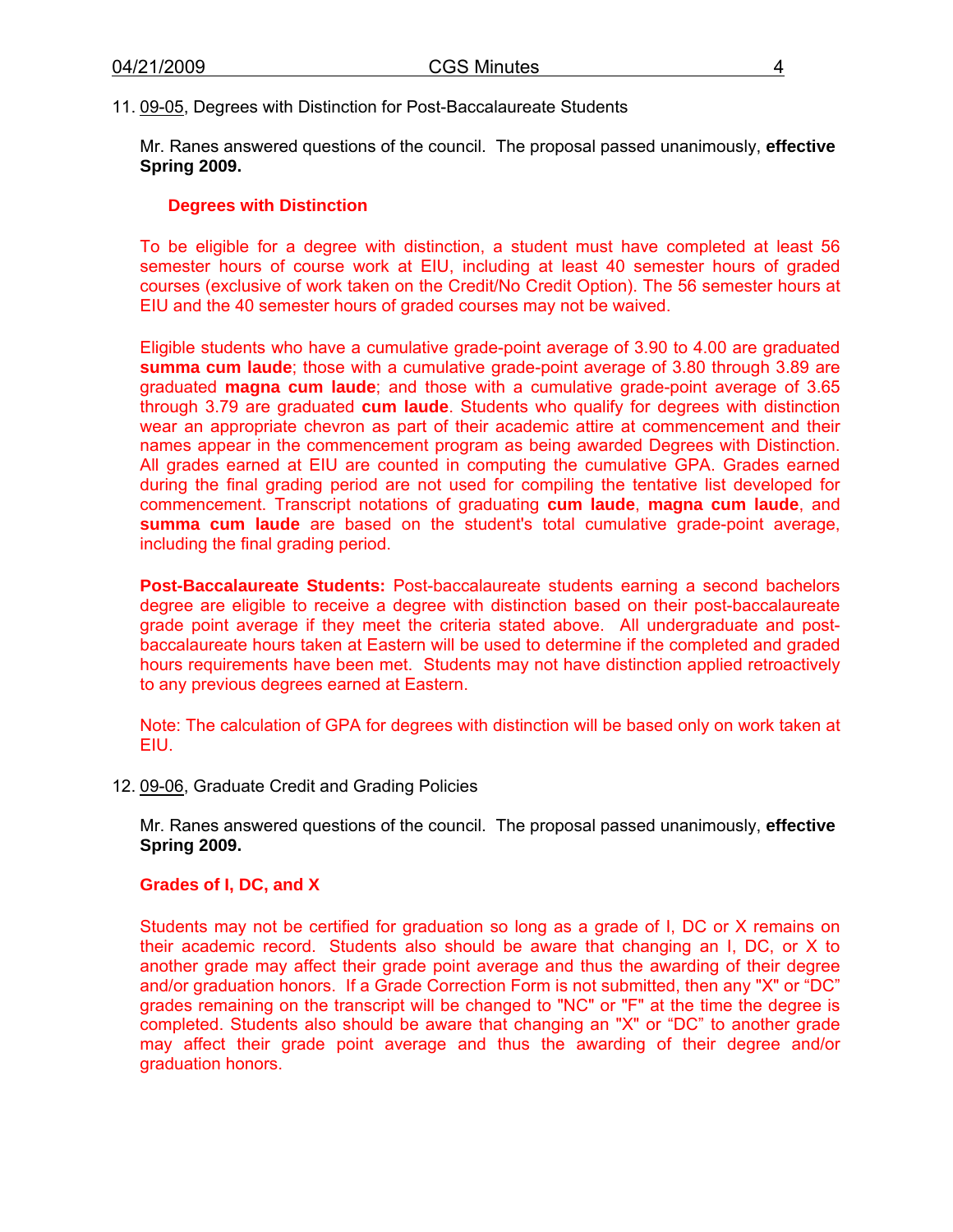11. 09-05, Degrees with Distinction for Post-Baccalaureate Students

Mr. Ranes answered questions of the council. The proposal passed unanimously, **effective Spring 2009.**

**Degrees with Distinction**

To be eligible for a degree with distinction, a student must have completed at least 56 semester hours of course work at EIU, including at least 40 semester hours of graded courses (exclusive of work taken on the Credit/No Credit Option). The 56 semester hours at EIU and the 40 semester hours of graded courses may not be waived.

Eligible students who have a cumulative grade-point average of 3.90 to 4.00 are graduated **summa cum laude**; those with a cumulative grade-point average of 3.80 through 3.89 are graduated **magna cum laude**; and those with a cumulative grade-point average of 3.65 through 3.79 are graduated **cum laude**. Students who qualify for degrees with distinction wear an appropriate chevron as part of their academic attire at commencement and their names appear in the commencement program as being awarded Degrees with Distinction. All grades earned at EIU are counted in computing the cumulative GPA. Grades earned during the final grading period are not used for compiling the tentative list developed for commencement. Transcript notations of graduating **cum laude**, **magna cum laude**, and **summa cum laude** are based on the student's total cumulative grade-point average, including the final grading period.

**Post-Baccalaureate Students:** Post-baccalaureate students earning a second bachelors degree are eligible to receive a degree with distinction based on their post-baccalaureate grade point average if they meet the criteria stated above. All undergraduate and post-baccalaureate hours taken at Eastern will be used to determine if the completed and graded hours requirements have been met. Students may not have distinction applied retroactively to any previous degrees earned at Eastern.

Note: The calculation of GPA for degrees with distinction will be based only on work taken at EIU.

12. 09-06, Graduate Credit and Grading Policies

Mr. Ranes answered questions of the council. The proposal passed unanimously, **effective Spring 2009.**

**Grades of I, DC, and X**

Students may not be certified for graduation so long as a grade of I, DC or X remains on their academic record. Students also should be aware that changing an I, DC, or X to another grade may affect their grade point average and thus the awarding of their degree and/or graduation honors. If a Grade Correction Form is not submitted, then any "X" or "DC" grades remaining on the transcript will be changed to "NC" or "F" at the time the degree is completed. Students also should be aware that changing an "X" or "DC" to another grade may affect their grade point average and thus the awarding of their degree and/or graduation honors.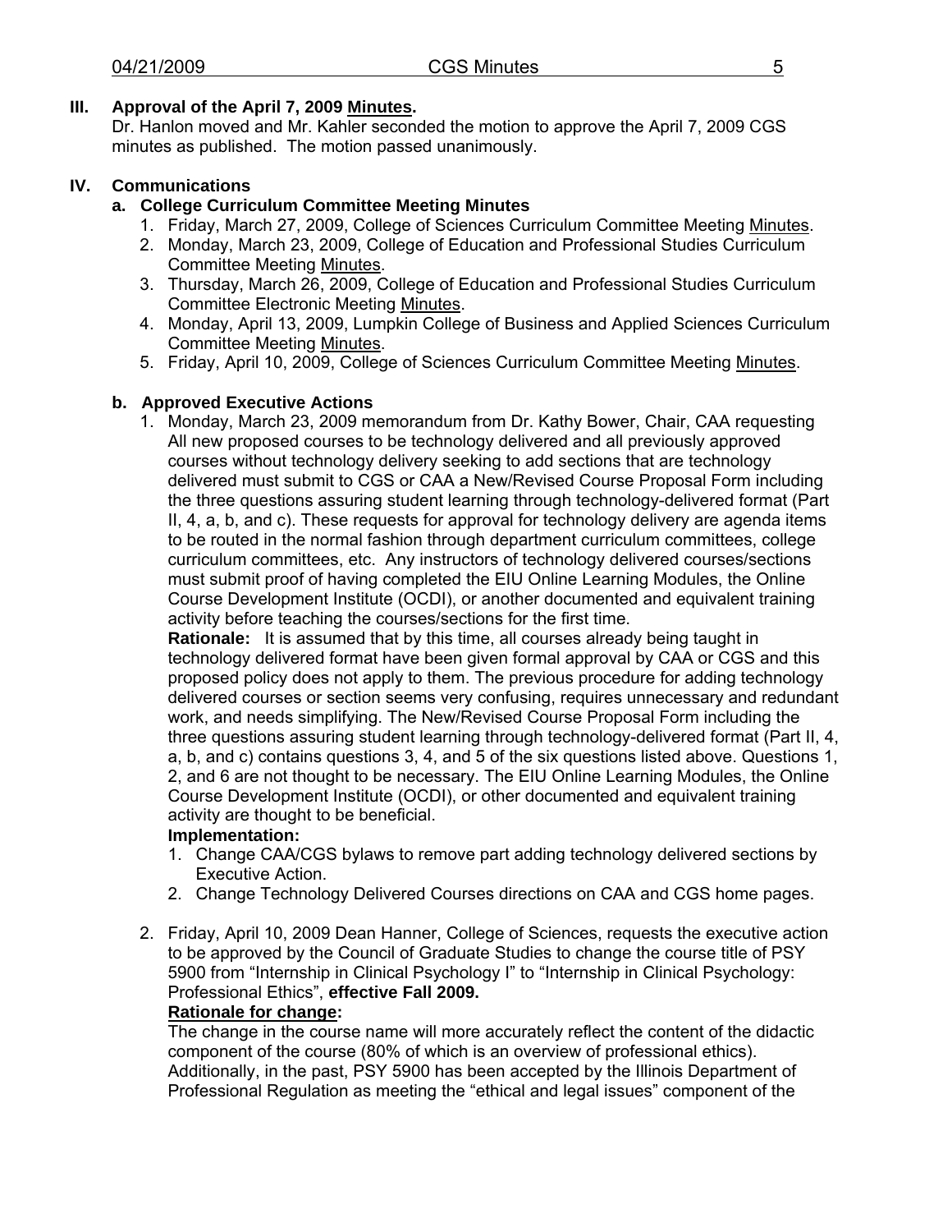### III. Approval of the April 7, 2009 Minutes.

Dr. Hanlon moved and Mr. Kahler seconded the motion to approve the April 7, 2009 CGS minutes as published. The motion passed unanimously.

### IV. Communications

#### a. College Curriculum Committee Meeting Minutes

1. Friday, March 27, 2009, College of Sciences Curriculum Committee Meeting Minutes.
2. Monday, March 23, 2009, College of Education and Professional Studies Curriculum Committee Meeting Minutes.
3. Thursday, March 26, 2009, College of Education and Professional Studies Curriculum Committee Electronic Meeting Minutes.
4. Monday, April 13, 2009, Lumpkin College of Business and Applied Sciences Curriculum Committee Meeting Minutes.
5. Friday, April 10, 2009, College of Sciences Curriculum Committee Meeting Minutes.

#### b. Approved Executive Actions

1. Monday, March 23, 2009 memorandum from Dr. Kathy Bower, Chair, CAA requesting All new proposed courses to be technology delivered and all previously approved courses without technology delivery seeking to add sections that are technology delivered must submit to CGS or CAA a New/Revised Course Proposal Form including the three questions assuring student learning through technology-delivered format (Part II, 4, a, b, and c). These requests for approval for technology delivery are agenda items to be routed in the normal fashion through department curriculum committees, college curriculum committees, etc. Any instructors of technology delivered courses/sections must submit proof of having completed the EIU Online Learning Modules, the Online Course Development Institute (OCDI), or another documented and equivalent training activity before teaching the courses/sections for the first time.

   **Rationale:** It is assumed that by this time, all courses already being taught in technology delivered format have been given formal approval by CAA or CGS and this proposed policy does not apply to them. The previous procedure for adding technology delivered courses or section seems very confusing, requires unnecessary and redundant work, and needs simplifying. The New/Revised Course Proposal Form including the three questions assuring student learning through technology-delivered format (Part II, 4, a, b, and c) contains questions 3, 4, and 5 of the six questions listed above. Questions 1, 2, and 6 are not thought to be necessary. The EIU Online Learning Modules, the Online Course Development Institute (OCDI), or other documented and equivalent training activity are thought to be beneficial.

   **Implementation:**

   1. Change CAA/CGS bylaws to remove part adding technology delivered sections by Executive Action.
   2. Change Technology Delivered Courses directions on CAA and CGS home pages.

2. Friday, April 10, 2009 Dean Hanner, College of Sciences, requests the executive action to be approved by the Council of Graduate Studies to change the course title of PSY 5900 from "Internship in Clinical Psychology I" to "Internship in Clinical Psychology: Professional Ethics", **effective Fall 2009.**

   **Rationale for change:**

   The change in the course name will more accurately reflect the content of the didactic component of the course (80% of which is an overview of professional ethics). Additionally, in the past, PSY 5900 has been accepted by the Illinois Department of Professional Regulation as meeting the "ethical and legal issues" component of the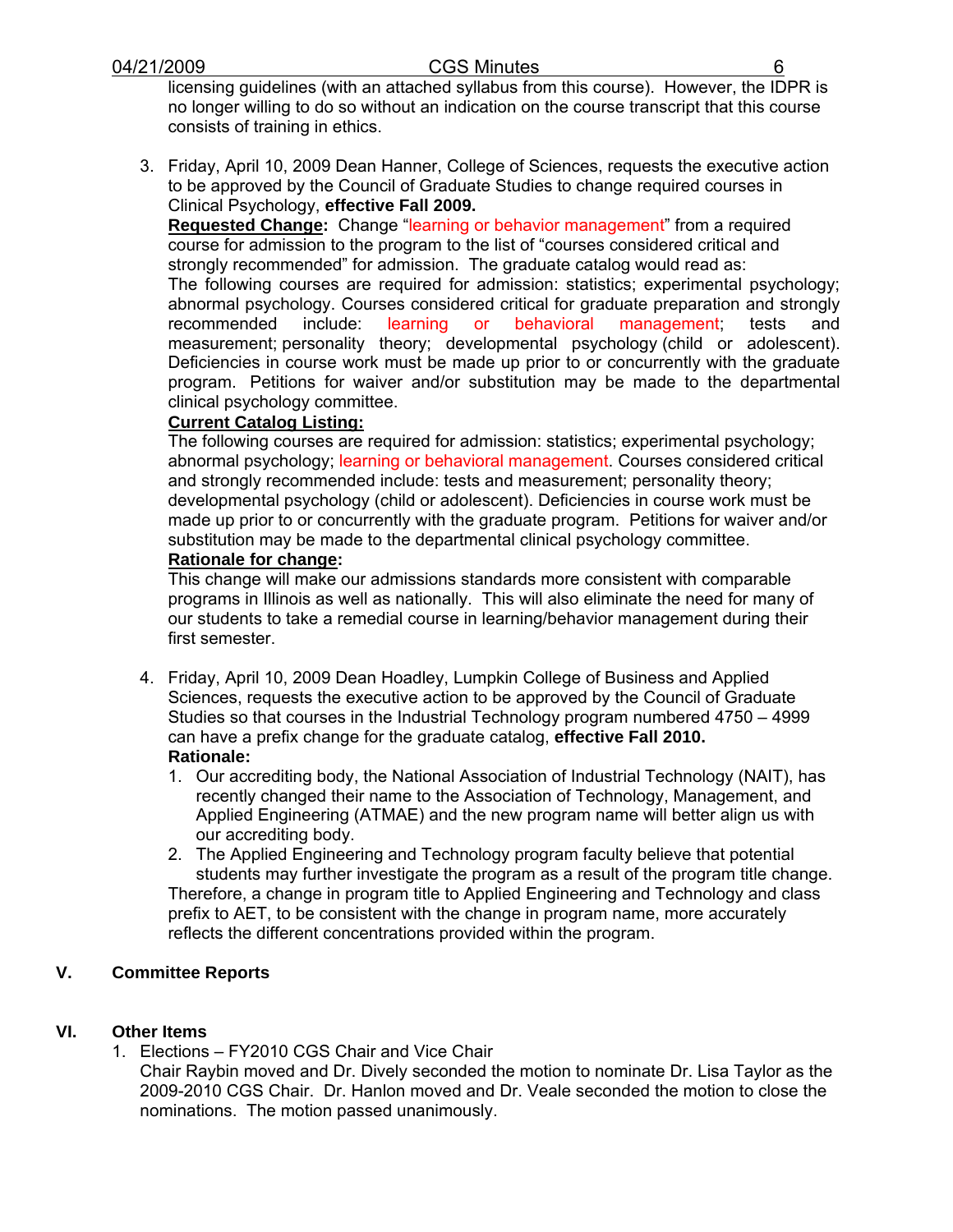licensing guidelines (with an attached syllabus from this course). However, the IDPR is no longer willing to do so without an indication on the course transcript that this course consists of training in ethics.

3. Friday, April 10, 2009 Dean Hanner, College of Sciences, requests the executive action to be approved by the Council of Graduate Studies to change required courses in Clinical Psychology, **effective Fall 2009.**

   **Requested Change:** Change "learning or behavior management" from a required course for admission to the program to the list of "courses considered critical and strongly recommended" for admission. The graduate catalog would read as:

   The following courses are required for admission: statistics; experimental psychology; abnormal psychology. Courses considered critical for graduate preparation and strongly recommended include: learning or behavioral management; tests and measurement; personality theory; developmental psychology (child or adolescent). Deficiencies in course work must be made up prior to or concurrently with the graduate program. Petitions for waiver and/or substitution may be made to the departmental clinical psychology committee.

   **Current Catalog Listing:**

   The following courses are required for admission: statistics; experimental psychology; abnormal psychology; learning or behavioral management. Courses considered critical and strongly recommended include: tests and measurement; personality theory; developmental psychology (child or adolescent). Deficiencies in course work must be made up prior to or concurrently with the graduate program. Petitions for waiver and/or substitution may be made to the departmental clinical psychology committee.

   **Rationale for change:**

   This change will make our admissions standards more consistent with comparable programs in Illinois as well as nationally. This will also eliminate the need for many of our students to take a remedial course in learning/behavior management during their first semester.

4. Friday, April 10, 2009 Dean Hoadley, Lumpkin College of Business and Applied Sciences, requests the executive action to be approved by the Council of Graduate Studies so that courses in the Industrial Technology program numbered 4750 – 4999 can have a prefix change for the graduate catalog, **effective Fall 2010.**

   **Rationale:**

   1. Our accrediting body, the National Association of Industrial Technology (NAIT), has recently changed their name to the Association of Technology, Management, and Applied Engineering (ATMAE) and the new program name will better align us with our accrediting body.
   2. The Applied Engineering and Technology program faculty believe that potential students may further investigate the program as a result of the program title change.

   Therefore, a change in program title to Applied Engineering and Technology and class prefix to AET, to be consistent with the change in program name, more accurately reflects the different concentrations provided within the program.

## V. Committee Reports

## VI. Other Items

1. Elections – FY2010 CGS Chair and Vice Chair

   Chair Raybin moved and Dr. Dively seconded the motion to nominate Dr. Lisa Taylor as the 2009-2010 CGS Chair. Dr. Hanlon moved and Dr. Veale seconded the motion to close the nominations. The motion passed unanimously.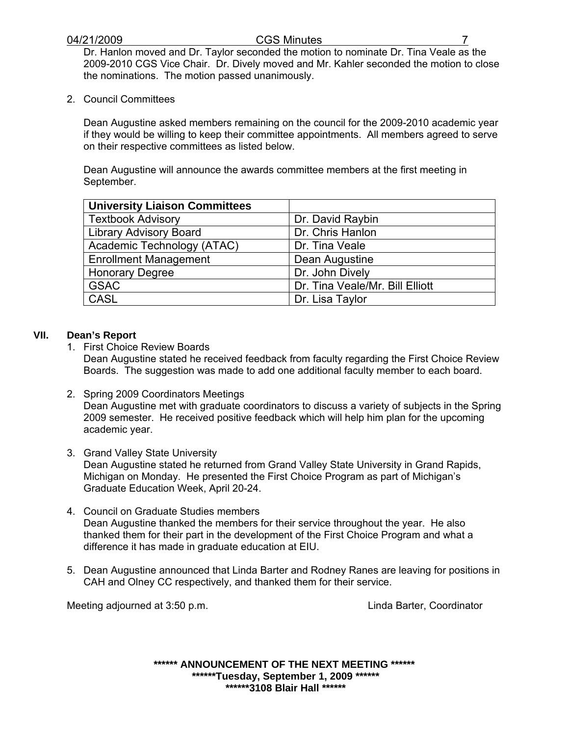Dr. Hanlon moved and Dr. Taylor seconded the motion to nominate Dr. Tina Veale as the 2009-2010 CGS Vice Chair. Dr. Dively moved and Mr. Kahler seconded the motion to close the nominations. The motion passed unanimously.

2. Council Committees

   Dean Augustine asked members remaining on the council for the 2009-2010 academic year if they would be willing to keep their committee appointments. All members agreed to serve on their respective committees as listed below.

   Dean Augustine will announce the awards committee members at the first meeting in September.

| **University Liaison Committees** | |
|---|---|
| Textbook Advisory | Dr. David Raybin |
| Library Advisory Board | Dr. Chris Hanlon |
| Academic Technology (ATAC) | Dr. Tina Veale |
| Enrollment Management | Dean Augustine |
| Honorary Degree | Dr. John Dively |
| GSAC | Dr. Tina Veale/Mr. Bill Elliott |
| CASL | Dr. Lisa Taylor |

## VII. Dean's Report

1. First Choice Review Boards
   Dean Augustine stated he received feedback from faculty regarding the First Choice Review Boards. The suggestion was made to add one additional faculty member to each board.

2. Spring 2009 Coordinators Meetings
   Dean Augustine met with graduate coordinators to discuss a variety of subjects in the Spring 2009 semester. He received positive feedback which will help him plan for the upcoming academic year.

3. Grand Valley State University
   Dean Augustine stated he returned from Grand Valley State University in Grand Rapids, Michigan on Monday. He presented the First Choice Program as part of Michigan's Graduate Education Week, April 20-24.

4. Council on Graduate Studies members
   Dean Augustine thanked the members for their service throughout the year. He also thanked them for their part in the development of the First Choice Program and what a difference it has made in graduate education at EIU.

5. Dean Augustine announced that Linda Barter and Rodney Ranes are leaving for positions in CAH and Olney CC respectively, and thanked them for their service.

Meeting adjourned at 3:50 p.m.

Linda Barter, Coordinator

**\*\*\*\*\*\* ANNOUNCEMENT OF THE NEXT MEETING \*\*\*\*\*\***
**\*\*\*\*\*\*Tuesday, September 1, 2009 \*\*\*\*\*\***
**\*\*\*\*\*\*3108 Blair Hall \*\*\*\*\*\***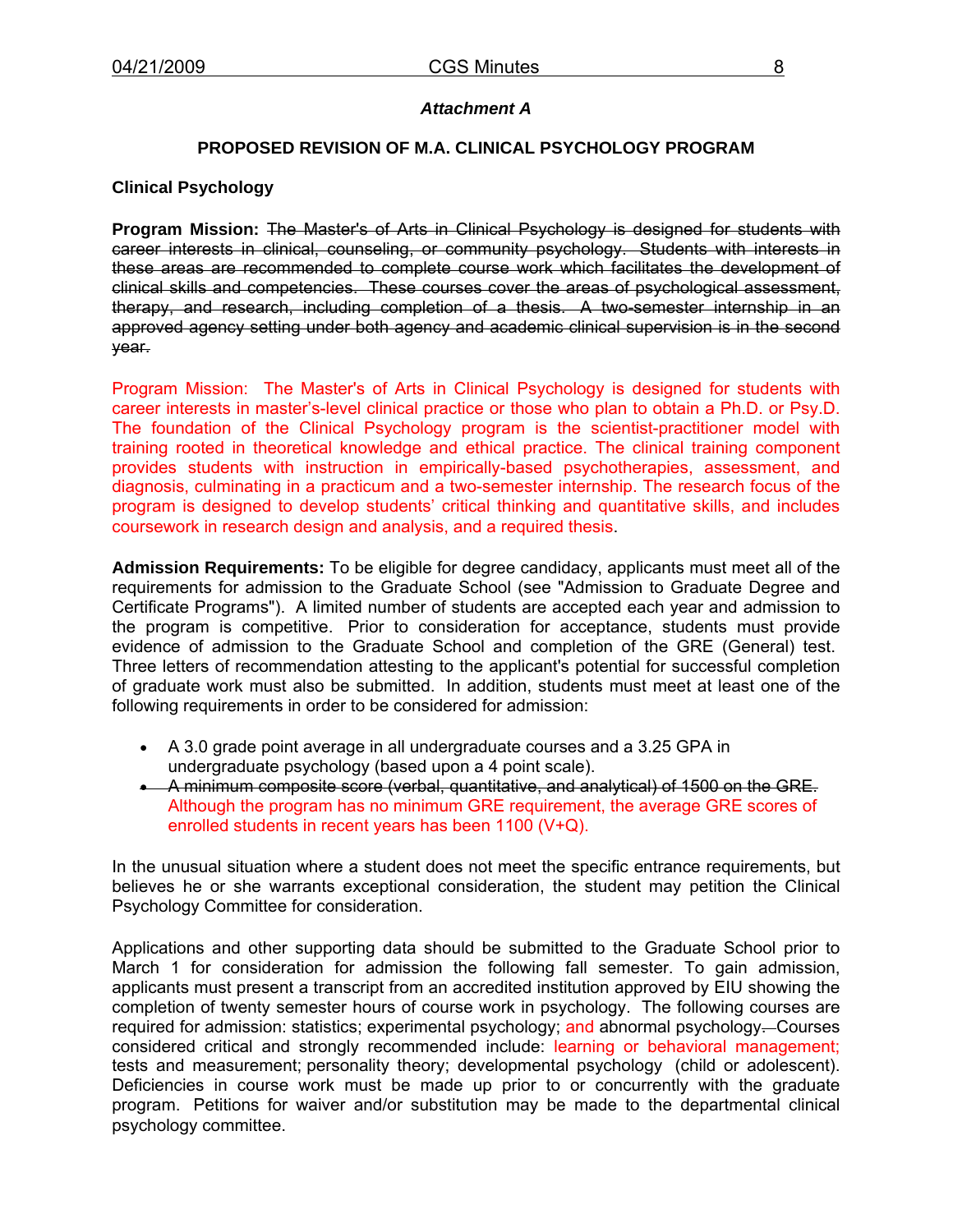*Attachment A*

**PROPOSED REVISION OF M.A. CLINICAL PSYCHOLOGY PROGRAM**

**Clinical Psychology**

**Program Mission:** ~~The Master's of Arts in Clinical Psychology is designed for students with career interests in clinical, counseling, or community psychology. Students with interests in these areas are recommended to complete course work which facilitates the development of clinical skills and competencies. These courses cover the areas of psychological assessment, therapy, and research, including completion of a thesis. A two-semester internship in an approved agency setting under both agency and academic clinical supervision is in the second year.~~

Program Mission: The Master's of Arts in Clinical Psychology is designed for students with career interests in master's-level clinical practice or those who plan to obtain a Ph.D. or Psy.D. The foundation of the Clinical Psychology program is the scientist-practitioner model with training rooted in theoretical knowledge and ethical practice. The clinical training component provides students with instruction in empirically-based psychotherapies, assessment, and diagnosis, culminating in a practicum and a two-semester internship. The research focus of the program is designed to develop students' critical thinking and quantitative skills, and includes coursework in research design and analysis, and a required thesis.

**Admission Requirements:** To be eligible for degree candidacy, applicants must meet all of the requirements for admission to the Graduate School (see "Admission to Graduate Degree and Certificate Programs"). A limited number of students are accepted each year and admission to the program is competitive. Prior to consideration for acceptance, students must provide evidence of admission to the Graduate School and completion of the GRE (General) test. Three letters of recommendation attesting to the applicant's potential for successful completion of graduate work must also be submitted. In addition, students must meet at least one of the following requirements in order to be considered for admission:

- A 3.0 grade point average in all undergraduate courses and a 3.25 GPA in undergraduate psychology (based upon a 4 point scale).
- ~~A minimum composite score (verbal, quantitative, and analytical) of 1500 on the GRE.~~ Although the program has no minimum GRE requirement, the average GRE scores of enrolled students in recent years has been 1100 (V+Q).

In the unusual situation where a student does not meet the specific entrance requirements, but believes he or she warrants exceptional consideration, the student may petition the Clinical Psychology Committee for consideration.

Applications and other supporting data should be submitted to the Graduate School prior to March 1 for consideration for admission the following fall semester. To gain admission, applicants must present a transcript from an accredited institution approved by EIU showing the completion of twenty semester hours of course work in psychology. The following courses are required for admission: statistics; experimental psychology; and abnormal psychology~~.~~ Courses considered critical and strongly recommended include: learning or behavioral management; tests and measurement; personality theory; developmental psychology (child or adolescent). Deficiencies in course work must be made up prior to or concurrently with the graduate program. Petitions for waiver and/or substitution may be made to the departmental clinical psychology committee.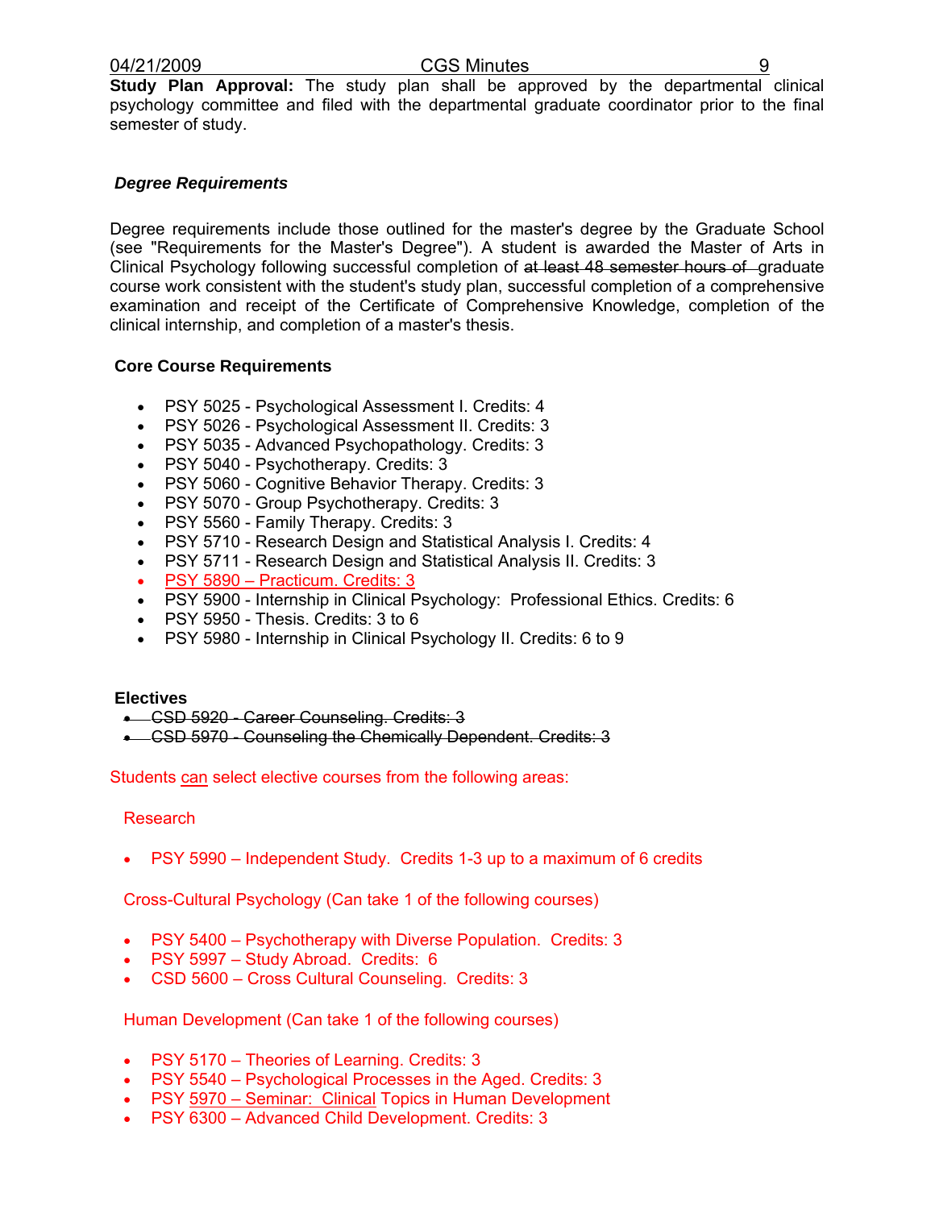**Study Plan Approval:** The study plan shall be approved by the departmental clinical psychology committee and filed with the departmental graduate coordinator prior to the final semester of study.

### *Degree Requirements*

Degree requirements include those outlined for the master's degree by the Graduate School (see "Requirements for the Master's Degree"). A student is awarded the Master of Arts in Clinical Psychology following successful completion of ~~at least 48 semester hours of~~ graduate course work consistent with the student's study plan, successful completion of a comprehensive examination and receipt of the Certificate of Comprehensive Knowledge, completion of the clinical internship, and completion of a master's thesis.

#### Core Course Requirements

- PSY 5025 - Psychological Assessment I. Credits: 4
- PSY 5026 - Psychological Assessment II. Credits: 3
- PSY 5035 - Advanced Psychopathology. Credits: 3
- PSY 5040 - Psychotherapy. Credits: 3
- PSY 5060 - Cognitive Behavior Therapy. Credits: 3
- PSY 5070 - Group Psychotherapy. Credits: 3
- PSY 5560 - Family Therapy. Credits: 3
- PSY 5710 - Research Design and Statistical Analysis I. Credits: 4
- PSY 5711 - Research Design and Statistical Analysis II. Credits: 3
- PSY 5890 – Practicum. Credits: 3
- PSY 5900 - Internship in Clinical Psychology: Professional Ethics. Credits: 6
- PSY 5950 - Thesis. Credits: 3 to 6
- PSY 5980 - Internship in Clinical Psychology II. Credits: 6 to 9

#### Electives

- ~~CSD 5920 - Career Counseling. Credits: 3~~
- ~~CSD 5970 - Counseling the Chemically Dependent. Credits: 3~~

Students can select elective courses from the following areas:

Research

- PSY 5990 – Independent Study. Credits 1-3 up to a maximum of 6 credits

Cross-Cultural Psychology (Can take 1 of the following courses)

- PSY 5400 – Psychotherapy with Diverse Population. Credits: 3
- PSY 5997 – Study Abroad. Credits: 6
- CSD 5600 – Cross Cultural Counseling. Credits: 3

Human Development (Can take 1 of the following courses)

- PSY 5170 – Theories of Learning. Credits: 3
- PSY 5540 – Psychological Processes in the Aged. Credits: 3
- PSY 5970 – Seminar: Clinical Topics in Human Development
- PSY 6300 – Advanced Child Development. Credits: 3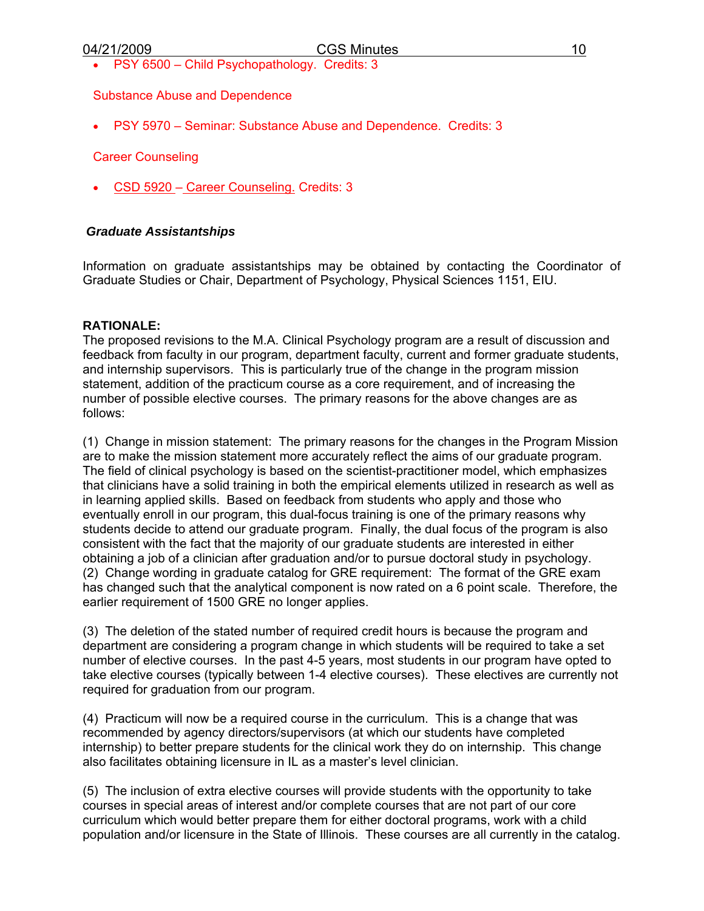- PSY 6500 – Child Psychopathology. Credits: 3

Substance Abuse and Dependence

- PSY 5970 – Seminar: Substance Abuse and Dependence. Credits: 3

Career Counseling

- CSD 5920 – Career Counseling. Credits: 3

***Graduate Assistantships***

Information on graduate assistantships may be obtained by contacting the Coordinator of Graduate Studies or Chair, Department of Psychology, Physical Sciences 1151, EIU.

**RATIONALE:**
The proposed revisions to the M.A. Clinical Psychology program are a result of discussion and feedback from faculty in our program, department faculty, current and former graduate students, and internship supervisors. This is particularly true of the change in the program mission statement, addition of the practicum course as a core requirement, and of increasing the number of possible elective courses. The primary reasons for the above changes are as follows:

(1) Change in mission statement: The primary reasons for the changes in the Program Mission are to make the mission statement more accurately reflect the aims of our graduate program. The field of clinical psychology is based on the scientist-practitioner model, which emphasizes that clinicians have a solid training in both the empirical elements utilized in research as well as in learning applied skills. Based on feedback from students who apply and those who eventually enroll in our program, this dual-focus training is one of the primary reasons why students decide to attend our graduate program. Finally, the dual focus of the program is also consistent with the fact that the majority of our graduate students are interested in either obtaining a job of a clinician after graduation and/or to pursue doctoral study in psychology.
(2) Change wording in graduate catalog for GRE requirement: The format of the GRE exam has changed such that the analytical component is now rated on a 6 point scale. Therefore, the earlier requirement of 1500 GRE no longer applies.

(3) The deletion of the stated number of required credit hours is because the program and department are considering a program change in which students will be required to take a set number of elective courses. In the past 4-5 years, most students in our program have opted to take elective courses (typically between 1-4 elective courses). These electives are currently not required for graduation from our program.

(4) Practicum will now be a required course in the curriculum. This is a change that was recommended by agency directors/supervisors (at which our students have completed internship) to better prepare students for the clinical work they do on internship. This change also facilitates obtaining licensure in IL as a master's level clinician.

(5) The inclusion of extra elective courses will provide students with the opportunity to take courses in special areas of interest and/or complete courses that are not part of our core curriculum which would better prepare them for either doctoral programs, work with a child population and/or licensure in the State of Illinois. These courses are all currently in the catalog.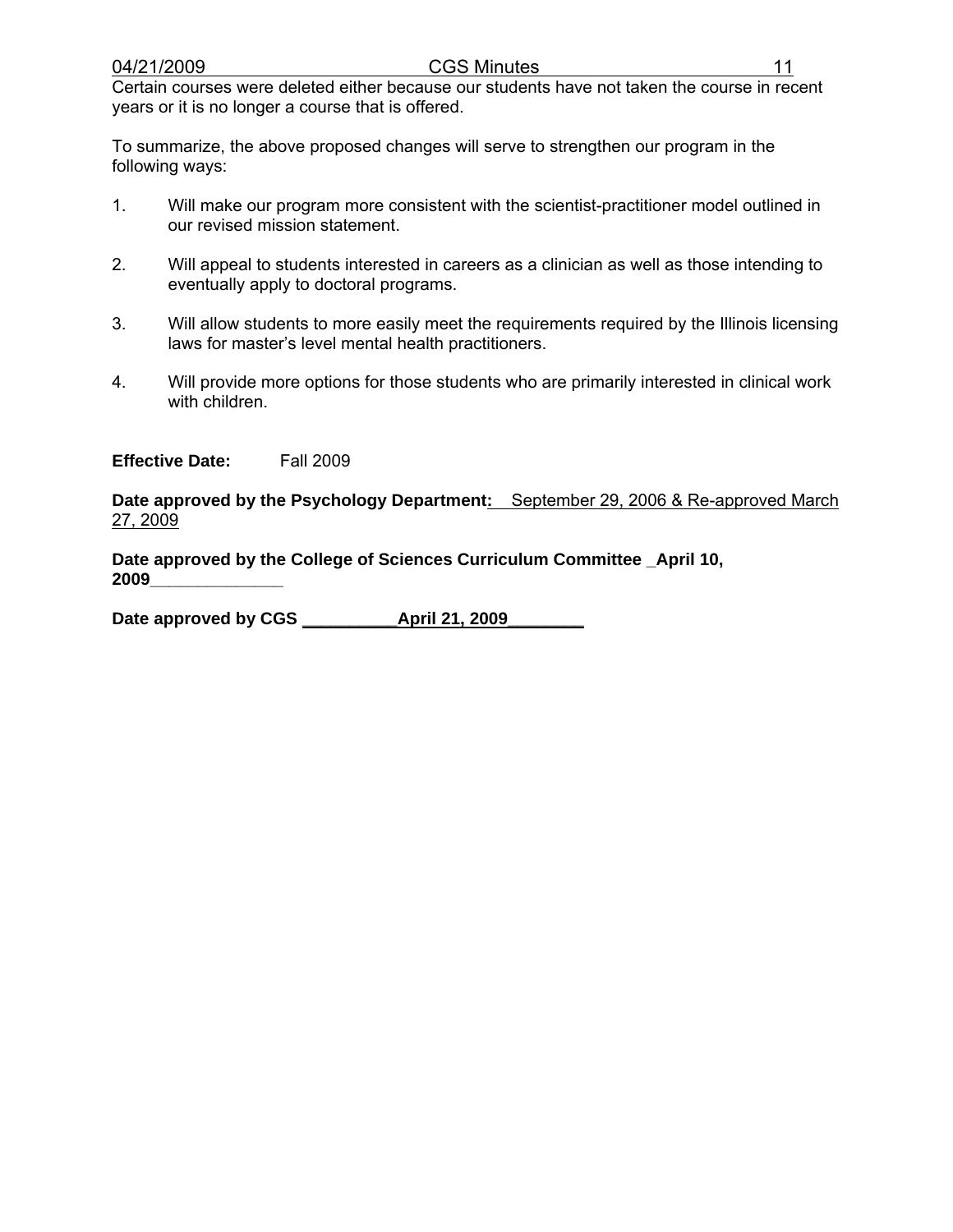Certain courses were deleted either because our students have not taken the course in recent years or it is no longer a course that is offered.

To summarize, the above proposed changes will serve to strengthen our program in the following ways:

1. Will make our program more consistent with the scientist-practitioner model outlined in our revised mission statement.

2. Will appeal to students interested in careers as a clinician as well as those intending to eventually apply to doctoral programs.

3. Will allow students to more easily meet the requirements required by the Illinois licensing laws for master's level mental health practitioners.

4. Will provide more options for those students who are primarily interested in clinical work with children.

**Effective Date:** Fall 2009

**Date approved by the Psychology Department:** September 29, 2006 & Re-approved March 27, 2009

**Date approved by the College of Sciences Curriculum Committee** **April 10, 2009**

**Date approved by CGS** **April 21, 2009**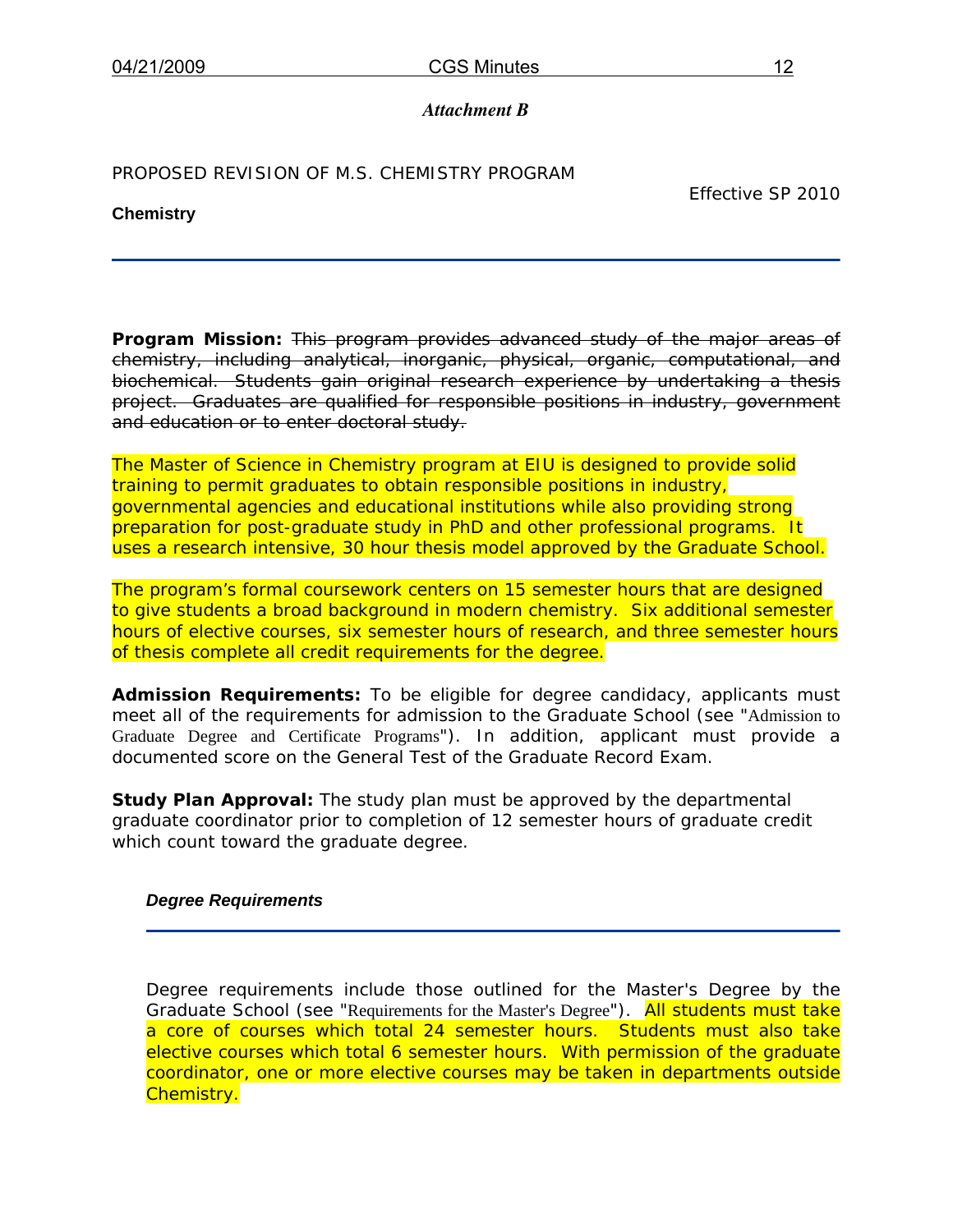*Attachment B*

PROPOSED REVISION OF M.S. CHEMISTRY PROGRAM

Effective SP 2010

**Chemistry**

---

**Program Mission:** ~~This program provides advanced study of the major areas of chemistry, including analytical, inorganic, physical, organic, computational, and biochemical. Students gain original research experience by undertaking a thesis project. Graduates are qualified for responsible positions in industry, government and education or to enter doctoral study.~~

The Master of Science in Chemistry program at EIU is designed to provide solid training to permit graduates to obtain responsible positions in industry, governmental agencies and educational institutions while also providing strong preparation for post-graduate study in PhD and other professional programs. It uses a research intensive, 30 hour thesis model approved by the Graduate School.

The program's formal coursework centers on 15 semester hours that are designed to give students a broad background in modern chemistry. Six additional semester hours of elective courses, six semester hours of research, and three semester hours of thesis complete all credit requirements for the degree.

**Admission Requirements:** To be eligible for degree candidacy, applicants must meet all of the requirements for admission to the Graduate School (see "Admission to Graduate Degree and Certificate Programs"). In addition, applicant must provide a documented score on the General Test of the Graduate Record Exam.

**Study Plan Approval:** The study plan must be approved by the departmental graduate coordinator prior to completion of 12 semester hours of graduate credit which count toward the graduate degree.

### *Degree Requirements*

---

Degree requirements include those outlined for the Master's Degree by the Graduate School (see "Requirements for the Master's Degree"). All students must take a core of courses which total 24 semester hours. Students must also take elective courses which total 6 semester hours. With permission of the graduate coordinator, one or more elective courses may be taken in departments outside Chemistry.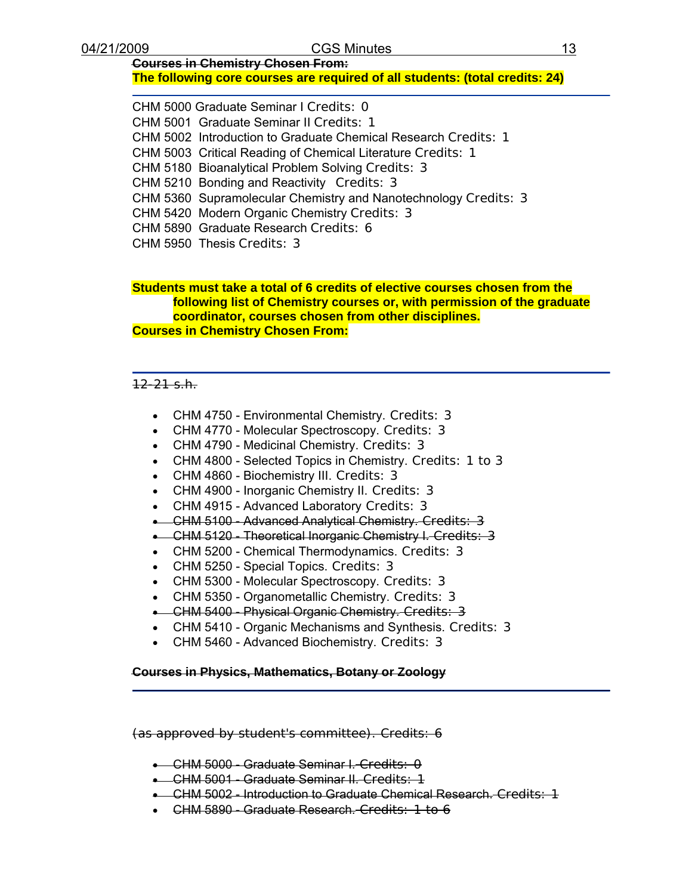~~**Courses in Chemistry Chosen From:**~~

**The following core courses are required of all students: (total credits: 24)**

---

CHM 5000 Graduate Seminar I Credits: 0
CHM 5001 Graduate Seminar II Credits: 1
CHM 5002 Introduction to Graduate Chemical Research Credits: 1
CHM 5003 Critical Reading of Chemical Literature Credits: 1
CHM 5180 Bioanalytical Problem Solving Credits: 3
CHM 5210 Bonding and Reactivity Credits: 3
CHM 5360 Supramolecular Chemistry and Nanotechnology Credits: 3
CHM 5420 Modern Organic Chemistry Credits: 3
CHM 5890 Graduate Research Credits: 6
CHM 5950 Thesis Credits: 3

**Students must take a total of 6 credits of elective courses chosen from the following list of Chemistry courses or, with permission of the graduate coordinator, courses chosen from other disciplines.**

**Courses in Chemistry Chosen From:**

---

~~12-21 s.h.~~

- CHM 4750 - Environmental Chemistry. Credits: 3
- CHM 4770 - Molecular Spectroscopy. Credits: 3
- CHM 4790 - Medicinal Chemistry. Credits: 3
- CHM 4800 - Selected Topics in Chemistry. Credits: 1 to 3
- CHM 4860 - Biochemistry III. Credits: 3
- CHM 4900 - Inorganic Chemistry II. Credits: 3
- CHM 4915 - Advanced Laboratory Credits: 3
- ~~CHM 5100 - Advanced Analytical Chemistry. Credits: 3~~
- ~~CHM 5120 - Theoretical Inorganic Chemistry I. Credits: 3~~
- CHM 5200 - Chemical Thermodynamics. Credits: 3
- CHM 5250 - Special Topics. Credits: 3
- CHM 5300 - Molecular Spectroscopy. Credits: 3
- CHM 5350 - Organometallic Chemistry. Credits: 3
- ~~CHM 5400 - Physical Organic Chemistry. Credits: 3~~
- CHM 5410 - Organic Mechanisms and Synthesis. Credits: 3
- CHM 5460 - Advanced Biochemistry. Credits: 3

~~**Courses in Physics, Mathematics, Botany or Zoology**~~

---

~~(as approved by student's committee). Credits: 6~~

- ~~CHM 5000 - Graduate Seminar I. Credits: 0~~
- ~~CHM 5001 - Graduate Seminar II. Credits: 1~~
- ~~CHM 5002 - Introduction to Graduate Chemical Research. Credits: 1~~
- ~~CHM 5890 - Graduate Research. Credits: 1 to 6~~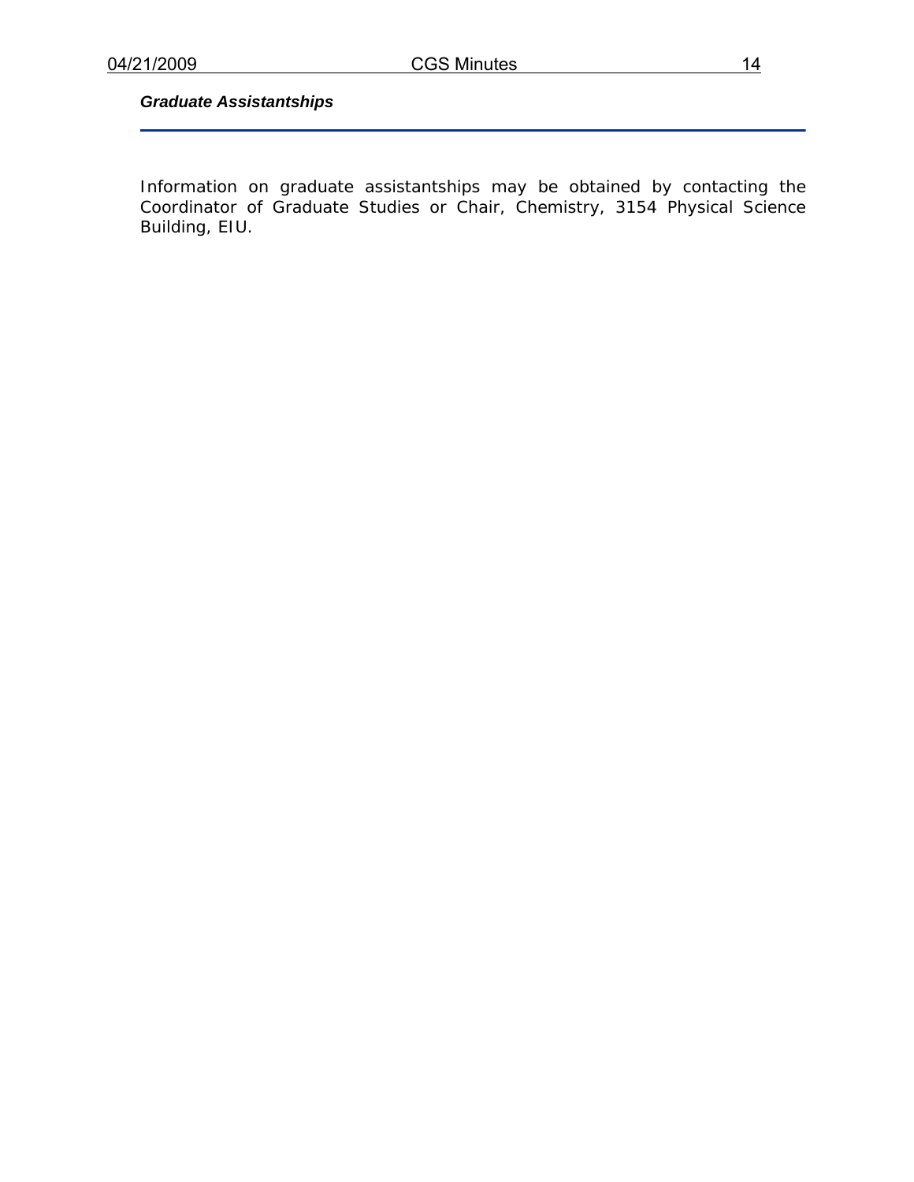***Graduate Assistantships***

Information on graduate assistantships may be obtained by contacting the Coordinator of Graduate Studies or Chair, Chemistry, 3154 Physical Science Building, EIU.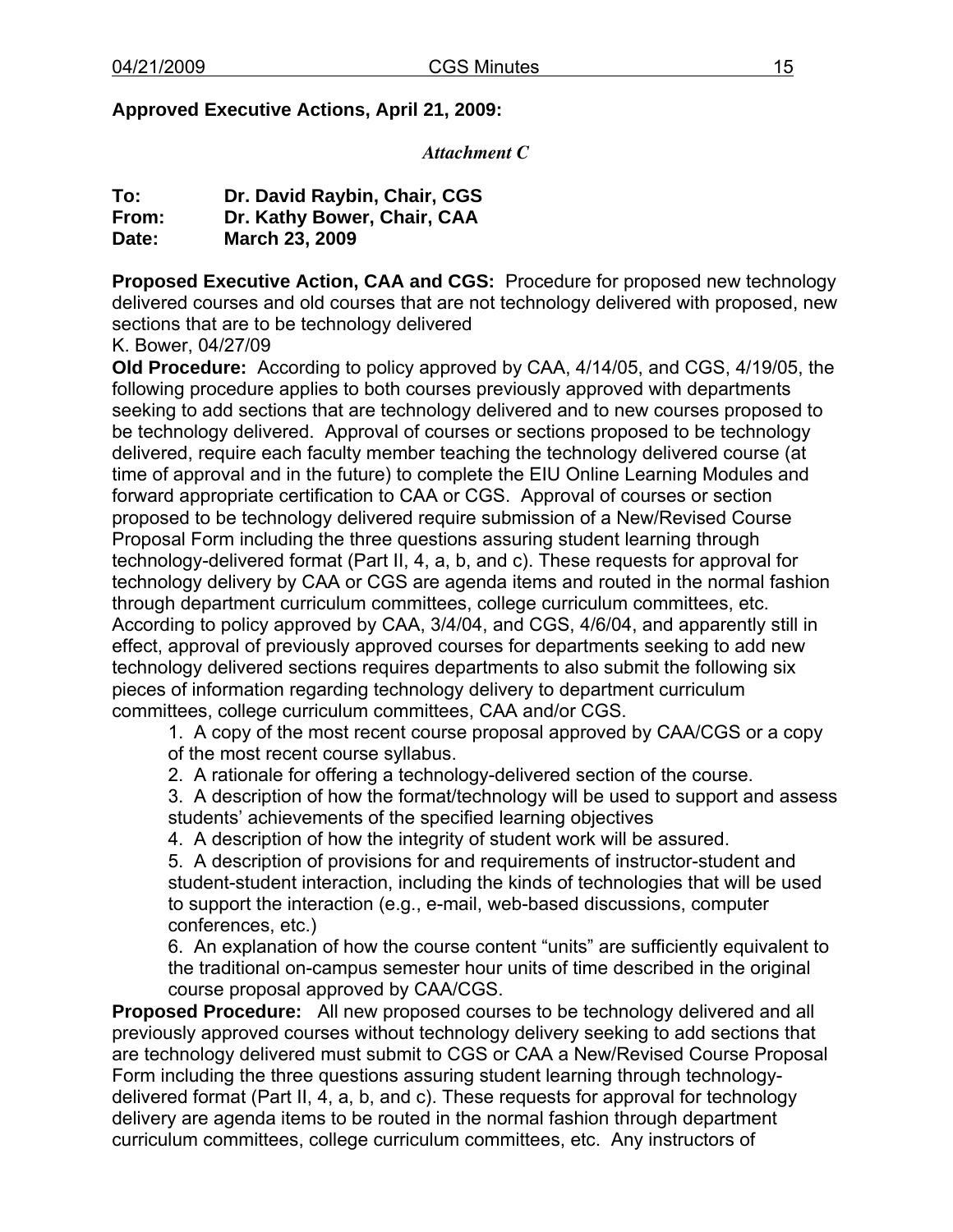**Approved Executive Actions, April 21, 2009:**

*Attachment C*

**To:** **Dr. David Raybin, Chair, CGS**
**From:** **Dr. Kathy Bower, Chair, CAA**
**Date:** **March 23, 2009**

**Proposed Executive Action, CAA and CGS:** Procedure for proposed new technology delivered courses and old courses that are not technology delivered with proposed, new sections that are to be technology delivered
K. Bower, 04/27/09

**Old Procedure:** According to policy approved by CAA, 4/14/05, and CGS, 4/19/05, the following procedure applies to both courses previously approved with departments seeking to add sections that are technology delivered and to new courses proposed to be technology delivered. Approval of courses or sections proposed to be technology delivered, require each faculty member teaching the technology delivered course (at time of approval and in the future) to complete the EIU Online Learning Modules and forward appropriate certification to CAA or CGS. Approval of courses or section proposed to be technology delivered require submission of a New/Revised Course Proposal Form including the three questions assuring student learning through technology-delivered format (Part II, 4, a, b, and c). These requests for approval for technology delivery by CAA or CGS are agenda items and routed in the normal fashion through department curriculum committees, college curriculum committees, etc. According to policy approved by CAA, 3/4/04, and CGS, 4/6/04, and apparently still in effect, approval of previously approved courses for departments seeking to add new technology delivered sections requires departments to also submit the following six pieces of information regarding technology delivery to department curriculum committees, college curriculum committees, CAA and/or CGS.

1. A copy of the most recent course proposal approved by CAA/CGS or a copy of the most recent course syllabus.
2. A rationale for offering a technology-delivered section of the course.
3. A description of how the format/technology will be used to support and assess students' achievements of the specified learning objectives
4. A description of how the integrity of student work will be assured.
5. A description of provisions for and requirements of instructor-student and student-student interaction, including the kinds of technologies that will be used to support the interaction (e.g., e-mail, web-based discussions, computer conferences, etc.)
6. An explanation of how the course content "units" are sufficiently equivalent to the traditional on-campus semester hour units of time described in the original course proposal approved by CAA/CGS.

**Proposed Procedure:** All new proposed courses to be technology delivered and all previously approved courses without technology delivery seeking to add sections that are technology delivered must submit to CGS or CAA a New/Revised Course Proposal Form including the three questions assuring student learning through technology-delivered format (Part II, 4, a, b, and c). These requests for approval for technology delivery are agenda items to be routed in the normal fashion through department curriculum committees, college curriculum committees, etc. Any instructors of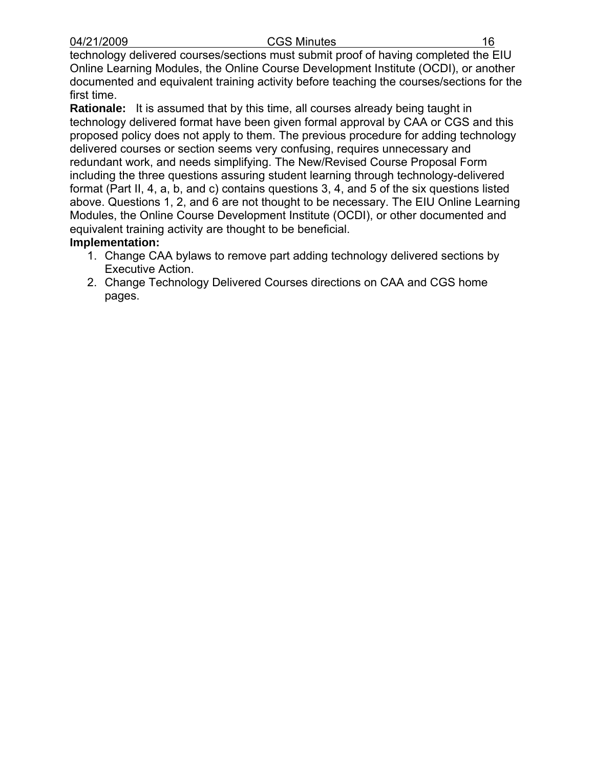technology delivered courses/sections must submit proof of having completed the EIU Online Learning Modules, the Online Course Development Institute (OCDI), or another documented and equivalent training activity before teaching the courses/sections for the first time.

**Rationale:** It is assumed that by this time, all courses already being taught in technology delivered format have been given formal approval by CAA or CGS and this proposed policy does not apply to them. The previous procedure for adding technology delivered courses or section seems very confusing, requires unnecessary and redundant work, and needs simplifying. The New/Revised Course Proposal Form including the three questions assuring student learning through technology-delivered format (Part II, 4, a, b, and c) contains questions 3, 4, and 5 of the six questions listed above. Questions 1, 2, and 6 are not thought to be necessary. The EIU Online Learning Modules, the Online Course Development Institute (OCDI), or other documented and equivalent training activity are thought to be beneficial.

**Implementation:**

1. Change CAA bylaws to remove part adding technology delivered sections by Executive Action.
2. Change Technology Delivered Courses directions on CAA and CGS home pages.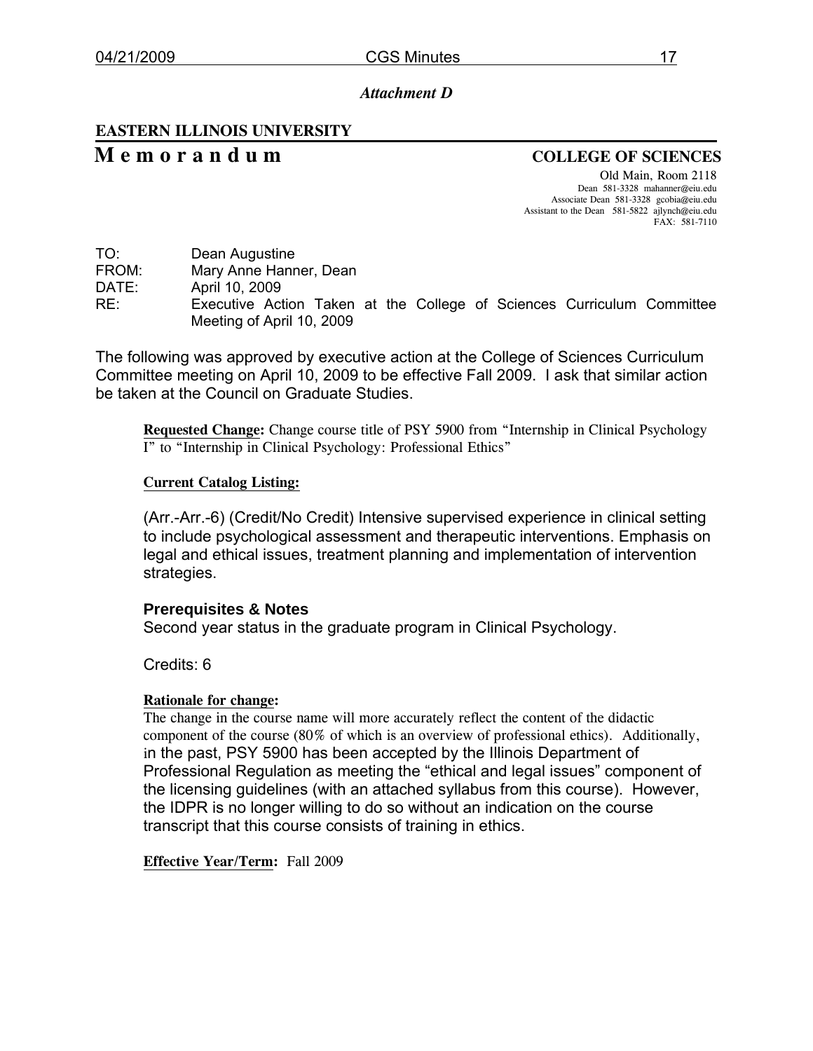*Attachment D*

**EASTERN ILLINOIS UNIVERSITY**

# M e m o r a n d u m

**COLLEGE OF SCIENCES**

Old Main, Room 2118
Dean 581-3328 mahanner@eiu.edu
Associate Dean 581-3328 gcobia@eiu.edu
Assistant to the Dean 581-5822 ajlynch@eiu.edu
FAX: 581-7110

TO: Dean Augustine
FROM: Mary Anne Hanner, Dean
DATE: April 10, 2009
RE: Executive Action Taken at the College of Sciences Curriculum Committee Meeting of April 10, 2009

The following was approved by executive action at the College of Sciences Curriculum Committee meeting on April 10, 2009 to be effective Fall 2009. I ask that similar action be taken at the Council on Graduate Studies.

**Requested Change:** Change course title of PSY 5900 from "Internship in Clinical Psychology I" to "Internship in Clinical Psychology: Professional Ethics"

**Current Catalog Listing:**

(Arr.-Arr.-6) (Credit/No Credit) Intensive supervised experience in clinical setting to include psychological assessment and therapeutic interventions. Emphasis on legal and ethical issues, treatment planning and implementation of intervention strategies.

**Prerequisites & Notes**
Second year status in the graduate program in Clinical Psychology.

Credits: 6

**Rationale for change:**
The change in the course name will more accurately reflect the content of the didactic component of the course (80% of which is an overview of professional ethics). Additionally, in the past, PSY 5900 has been accepted by the Illinois Department of Professional Regulation as meeting the "ethical and legal issues" component of the licensing guidelines (with an attached syllabus from this course). However, the IDPR is no longer willing to do so without an indication on the course transcript that this course consists of training in ethics.

**Effective Year/Term:** Fall 2009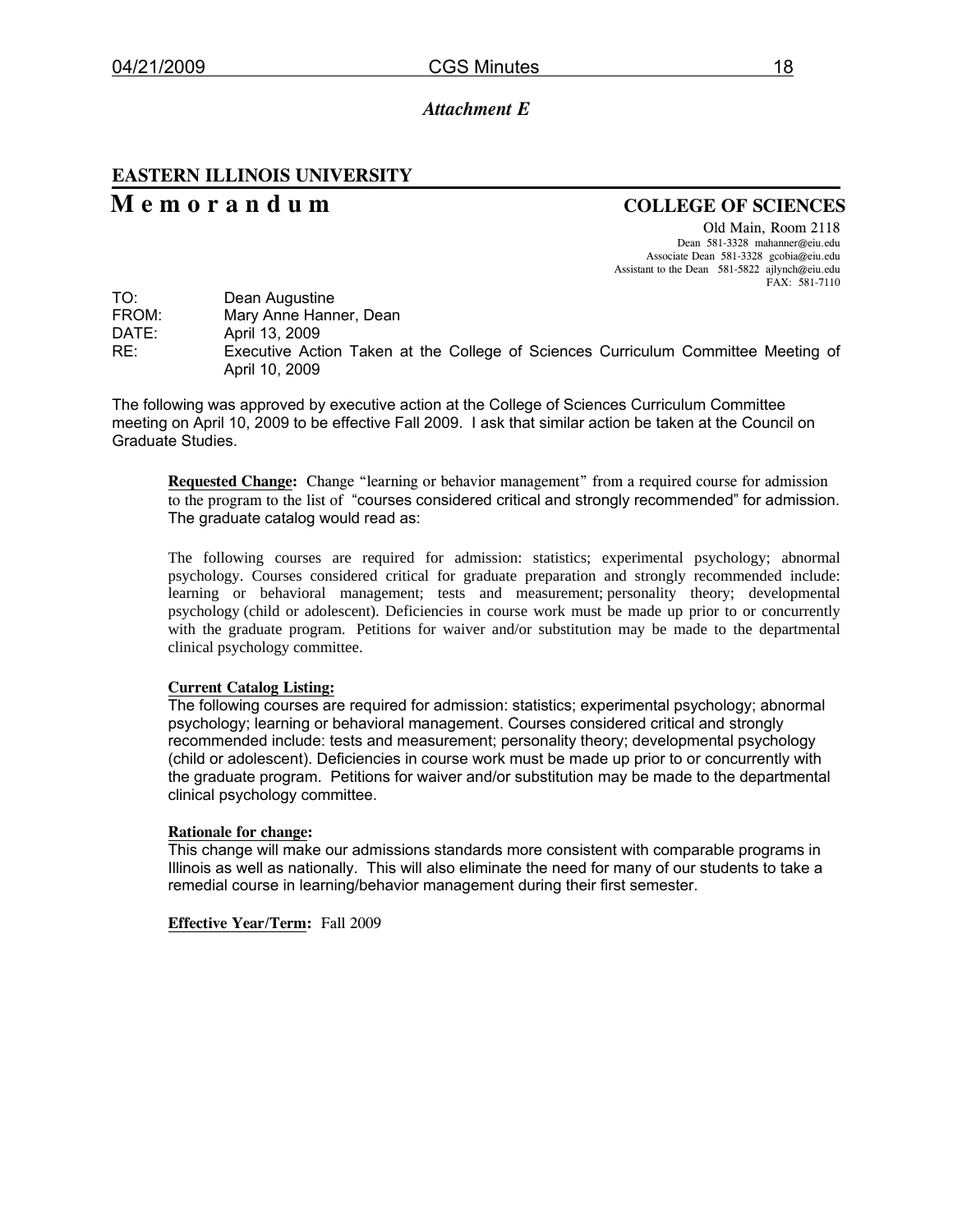*Attachment E*

**EASTERN ILLINOIS UNIVERSITY**

# M e m o r a n d u m

**COLLEGE OF SCIENCES**

Old Main, Room 2118
Dean 581-3328 mahanner@eiu.edu
Associate Dean 581-3328 gcobia@eiu.edu
Assistant to the Dean 581-5822 ajlynch@eiu.edu
FAX: 581-7110

TO: Dean Augustine
FROM: Mary Anne Hanner, Dean
DATE: April 13, 2009
RE: Executive Action Taken at the College of Sciences Curriculum Committee Meeting of April 10, 2009

The following was approved by executive action at the College of Sciences Curriculum Committee meeting on April 10, 2009 to be effective Fall 2009. I ask that similar action be taken at the Council on Graduate Studies.

**Requested Change:** Change "learning or behavior management" from a required course for admission to the program to the list of "courses considered critical and strongly recommended" for admission. The graduate catalog would read as:

The following courses are required for admission: statistics; experimental psychology; abnormal psychology. Courses considered critical for graduate preparation and strongly recommended include: learning or behavioral management; tests and measurement; personality theory; developmental psychology (child or adolescent). Deficiencies in course work must be made up prior to or concurrently with the graduate program. Petitions for waiver and/or substitution may be made to the departmental clinical psychology committee.

**Current Catalog Listing:**
The following courses are required for admission: statistics; experimental psychology; abnormal psychology; learning or behavioral management. Courses considered critical and strongly recommended include: tests and measurement; personality theory; developmental psychology (child or adolescent). Deficiencies in course work must be made up prior to or concurrently with the graduate program. Petitions for waiver and/or substitution may be made to the departmental clinical psychology committee.

**Rationale for change:**
This change will make our admissions standards more consistent with comparable programs in Illinois as well as nationally. This will also eliminate the need for many of our students to take a remedial course in learning/behavior management during their first semester.

**Effective Year/Term:** Fall 2009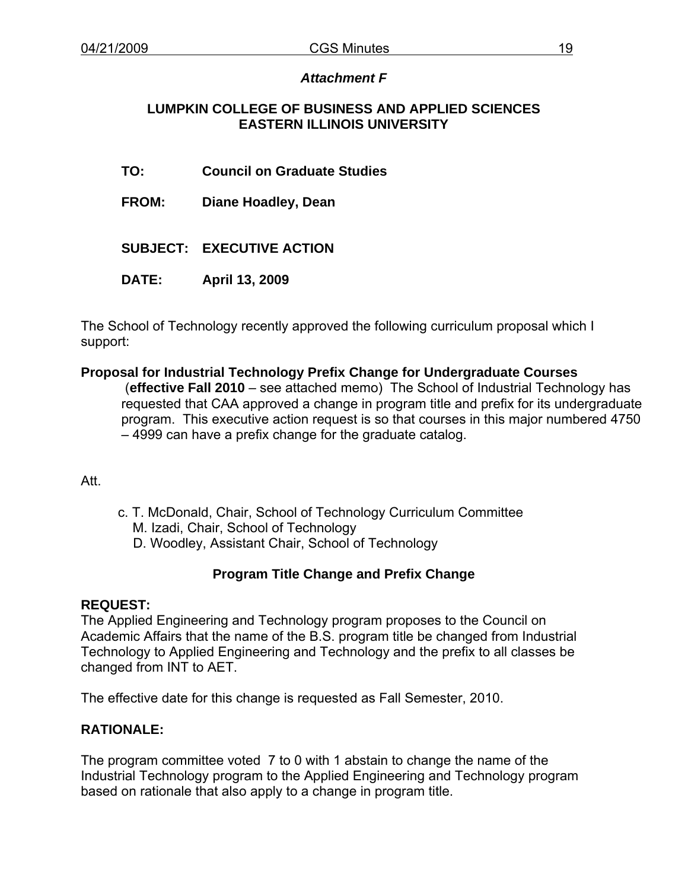*Attachment F*

**LUMPKIN COLLEGE OF BUSINESS AND APPLIED SCIENCES**
**EASTERN ILLINOIS UNIVERSITY**

**TO:** **Council on Graduate Studies**

**FROM:** **Diane Hoadley, Dean**

**SUBJECT:** **EXECUTIVE ACTION**

**DATE:** **April 13, 2009**

The School of Technology recently approved the following curriculum proposal which I support:

**Proposal for Industrial Technology Prefix Change for Undergraduate Courses**
(**effective Fall 2010** – see attached memo) The School of Industrial Technology has requested that CAA approved a change in program title and prefix for its undergraduate program. This executive action request is so that courses in this major numbered 4750 – 4999 can have a prefix change for the graduate catalog.

Att.

c. T. McDonald, Chair, School of Technology Curriculum Committee
M. Izadi, Chair, School of Technology
D. Woodley, Assistant Chair, School of Technology

**Program Title Change and Prefix Change**

**REQUEST:**
The Applied Engineering and Technology program proposes to the Council on Academic Affairs that the name of the B.S. program title be changed from Industrial Technology to Applied Engineering and Technology and the prefix to all classes be changed from INT to AET.

The effective date for this change is requested as Fall Semester, 2010.

**RATIONALE:**

The program committee voted 7 to 0 with 1 abstain to change the name of the Industrial Technology program to the Applied Engineering and Technology program based on rationale that also apply to a change in program title.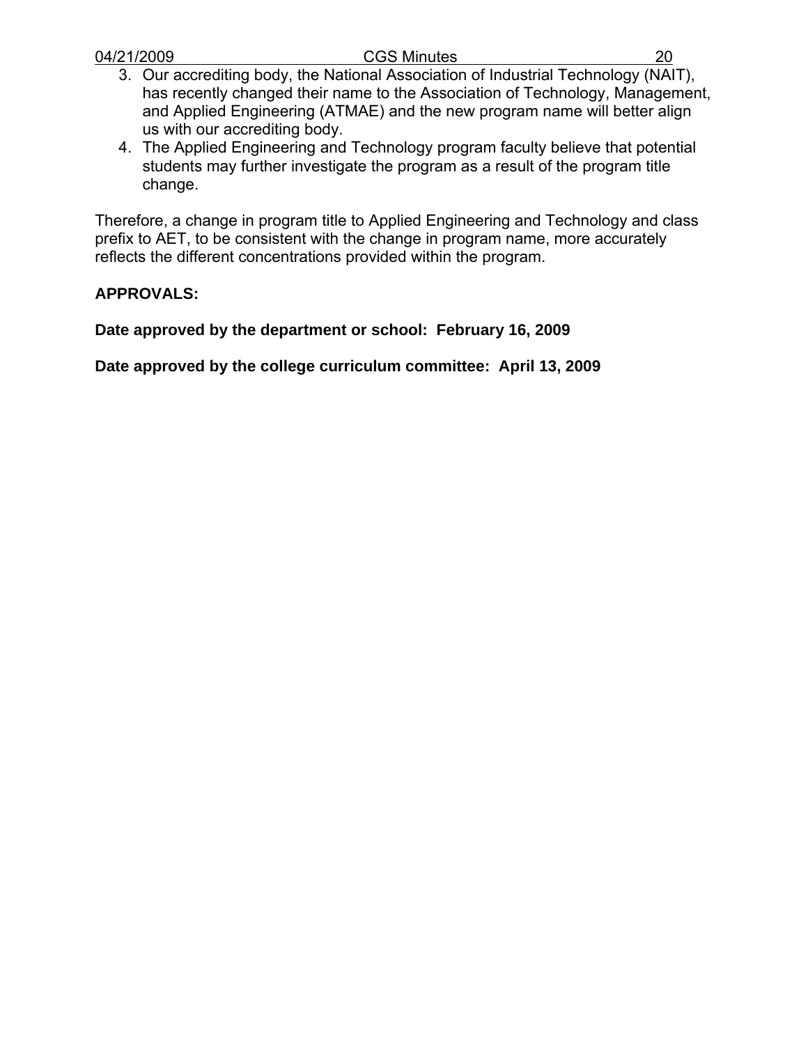3. Our accrediting body, the National Association of Industrial Technology (NAIT), has recently changed their name to the Association of Technology, Management, and Applied Engineering (ATMAE) and the new program name will better align us with our accrediting body.
4. The Applied Engineering and Technology program faculty believe that potential students may further investigate the program as a result of the program title change.

Therefore, a change in program title to Applied Engineering and Technology and class prefix to AET, to be consistent with the change in program name, more accurately reflects the different concentrations provided within the program.

**APPROVALS:**

**Date approved by the department or school: February 16, 2009**

**Date approved by the college curriculum committee: April 13, 2009**